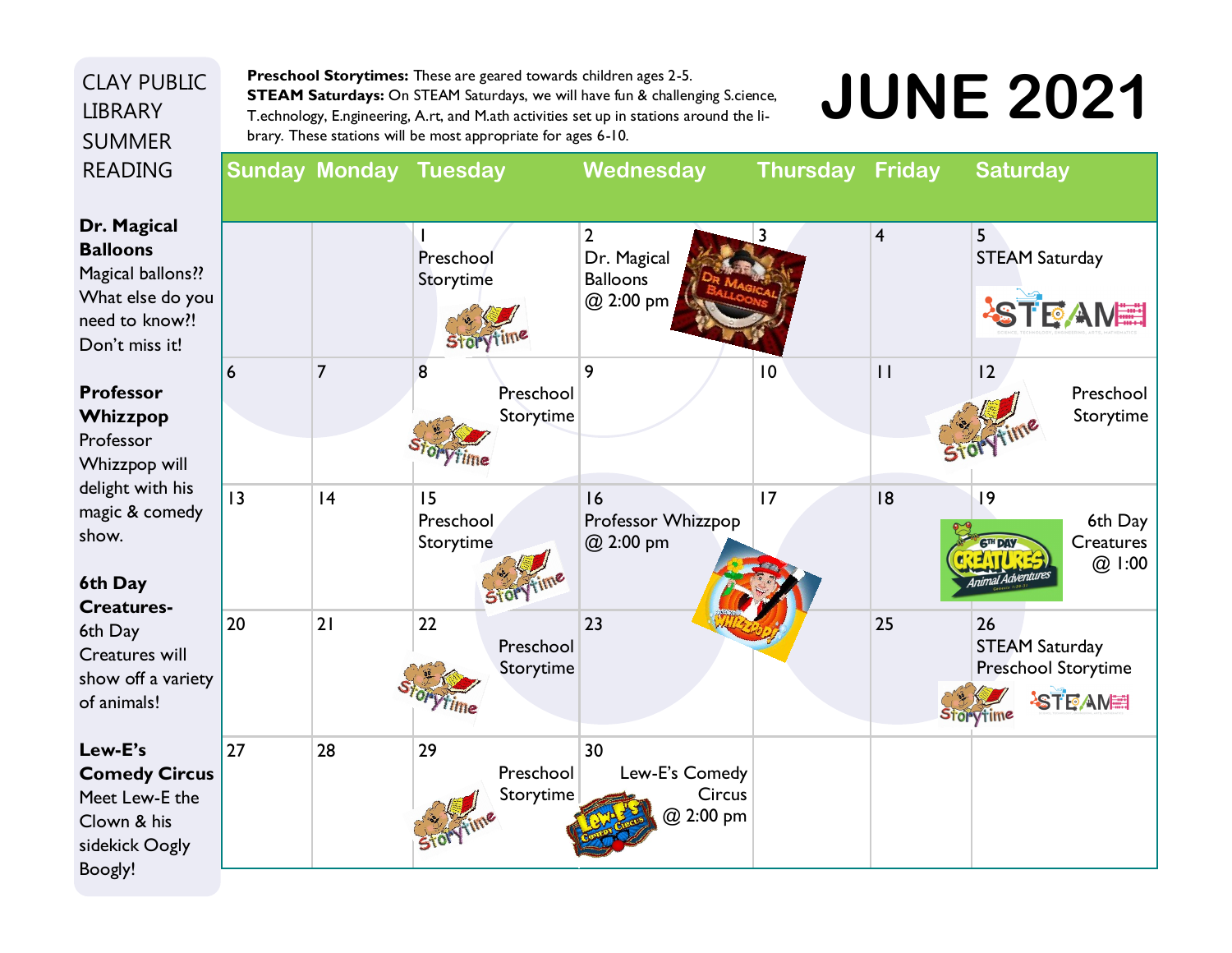# JUNE 2021

## CLAY PUBLIC LIBRARY SUMMER READING

**Dr. Magical Balloons**
Magical ballons?? What else do you need to know?! Don't miss it!

**Professor Whizzpop**
Professor Whizzpop will delight with his magic & comedy show.

**6th Day Creatures-**
6th Day Creatures will show off a variety of animals!

**Lew-E's Comedy Circus**
Meet Lew-E the Clown & his sidekick Oogly Boogly!

**Preschool Storytimes:** These are geared towards children ages 2-5.
**STEAM Saturdays:** On STEAM Saturdays, we will have fun & challenging S.cience, T.echnology, E.ngineering, A.rt, and M.ath activities set up in stations around the library. These stations will be most appropriate for ages 6-10.

| Sunday | Monday | Tuesday | Wednesday | Thursday | Friday | Saturday |
|---|---|---|---|---|---|---|
| | | 1 Preschool Storytime | 2 Dr. Magical Balloons @ 2:00 pm | 3 | 4 | 5 STEAM Saturday |
| 6 | 7 | 8 Preschool Storytime | 9 | 10 | 11 | 12 Preschool Storytime |
| 13 | 14 | 15 Preschool Storytime | 16 Professor Whizzpop @ 2:00 pm | 17 | 18 | 19 6th Day Creatures @ 1:00 |
| 20 | 21 | 22 Preschool Storytime | 23 | | 25 | 26 STEAM Saturday Preschool Storytime |
| 27 | 28 | 29 Preschool Storytime | 30 Lew-E's Comedy Circus @ 2:00 pm | | | |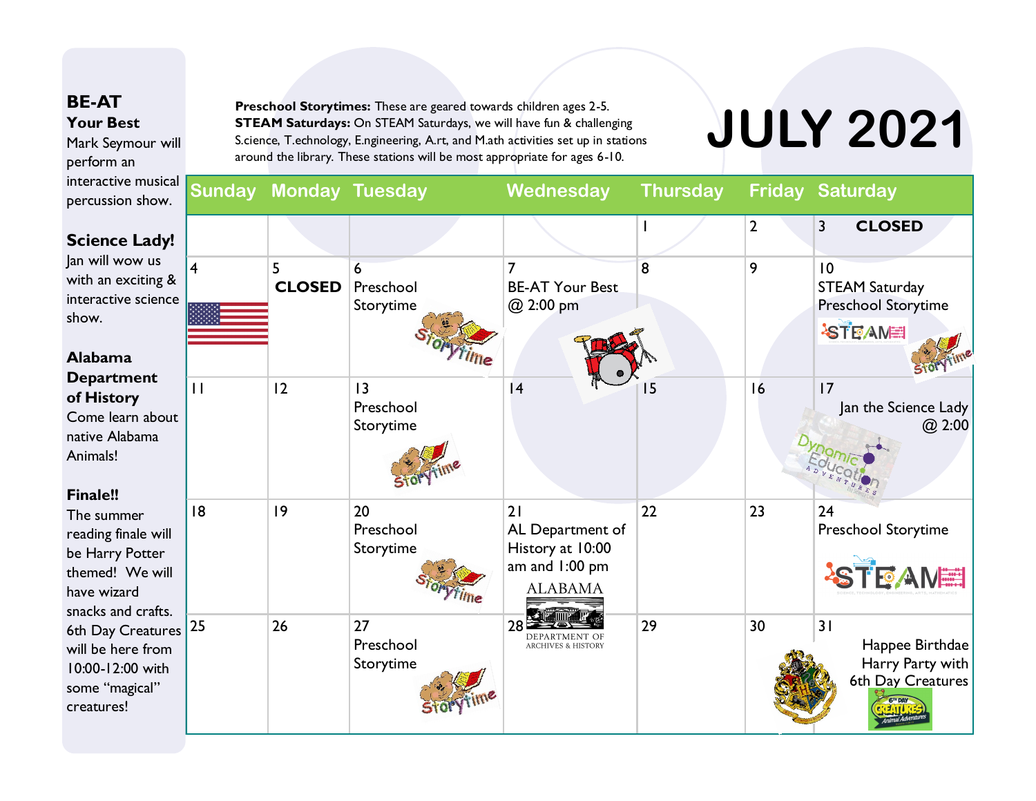# JULY 2021

**Preschool Storytimes:** These are geared towards children ages 2-5.
**STEAM Saturdays:** On STEAM Saturdays, we will have fun & challenging S.cience, T.echnology, E.ngineering, A.rt, and M.ath activities set up in stations around the library. These stations will be most appropriate for ages 6-10.

**BE-AT Your Best**
Mark Seymour will perform an interactive musical percussion show.

**Science Lady!**
Jan will wow us with an exciting & interactive science show.

**Alabama Department of History**
Come learn about native Alabama Animals!

**Finale!!**
The summer reading finale will be Harry Potter themed! We will have wizard snacks and crafts. 6th Day Creatures will be here from 10:00-12:00 with some "magical" creatures!

| Sunday | Monday | Tuesday | Wednesday | Thursday | Friday | Saturday |
|---|---|---|---|---|---|---|
| | | | | 1 | 2 | 3 **CLOSED** |
| 4 | 5 **CLOSED** | 6 Preschool Storytime | 7 BE-AT Your Best @ 2:00 pm | 8 | 9 | 10 STEAM Saturday Preschool Storytime |
| 11 | 12 | 13 Preschool Storytime | 14 | 15 | 16 | 17 Jan the Science Lady @ 2:00 |
| 18 | 19 | 20 Preschool Storytime | 21 AL Department of History at 10:00 am and 1:00 pm | 22 | 23 | 24 Preschool Storytime |
| 25 | 26 | 27 Preschool Storytime | 28 | 29 | 30 | 31 Happee Birthdae Harry Party with 6th Day Creatures |